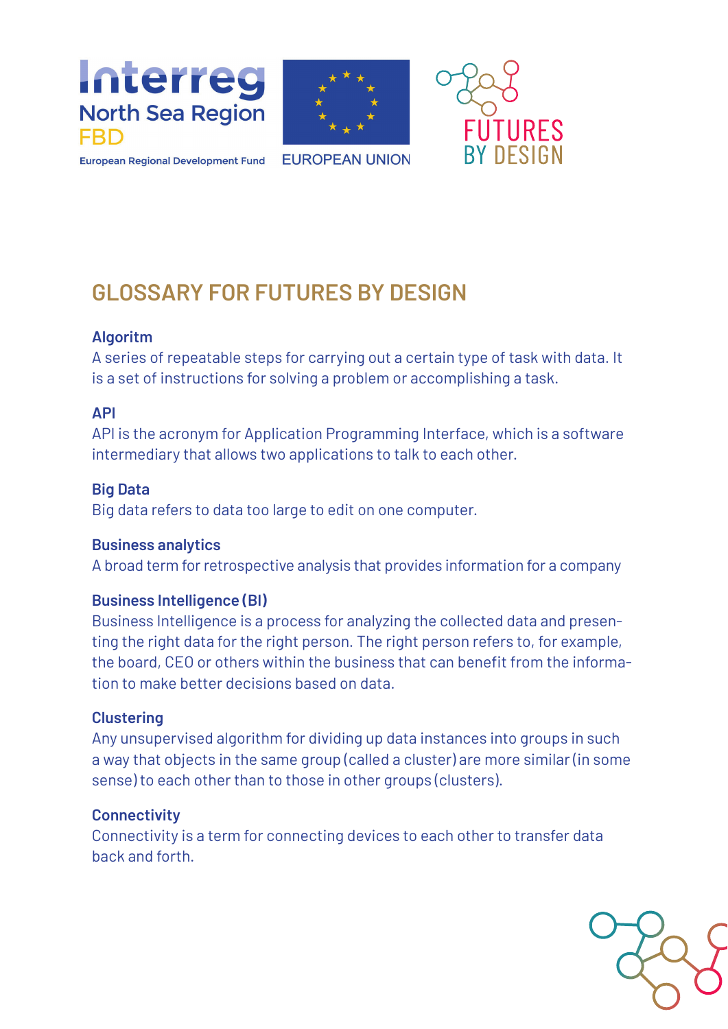Interreg
North Sea Region
FBD
European Regional Development Fund

EUROPEAN UNION

FUTURES BY DESIGN

# GLOSSARY FOR FUTURES BY DESIGN

### Algoritm

A series of repeatable steps for carrying out a certain type of task with data. It is a set of instructions for solving a problem or accomplishing a task.

### API

API is the acronym for Application Programming Interface, which is a software intermediary that allows two applications to talk to each other.

### Big Data

Big data refers to data too large to edit on one computer.

### Business analytics

A broad term for retrospective analysis that provides information for a company

### Business Intelligence (BI)

Business Intelligence is a process for analyzing the collected data and presenting the right data for the right person. The right person refers to, for example, the board, CEO or others within the business that can benefit from the information to make better decisions based on data.

### Clustering

Any unsupervised algorithm for dividing up data instances into groups in such a way that objects in the same group (called a cluster) are more similar (in some sense) to each other than to those in other groups (clusters).

### Connectivity

Connectivity is a term for connecting devices to each other to transfer data back and forth.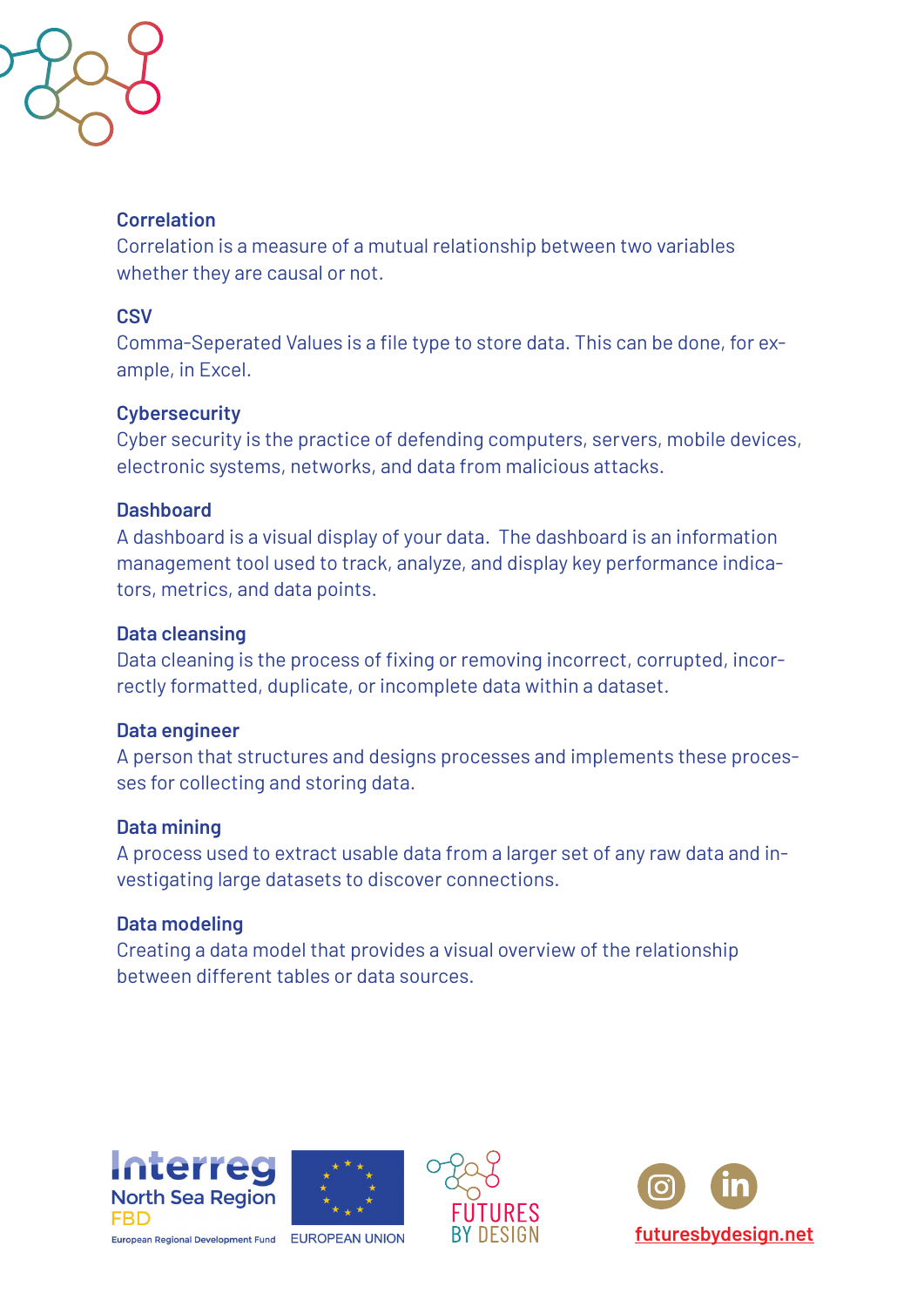**Correlation**

Correlation is a measure of a mutual relationship between two variables whether they are causal or not.

**CSV**

Comma-Seperated Values is a file type to store data. This can be done, for example, in Excel.

**Cybersecurity**

Cyber security is the practice of defending computers, servers, mobile devices, electronic systems, networks, and data from malicious attacks.

**Dashboard**

A dashboard is a visual display of your data.  The dashboard is an information management tool used to track, analyze, and display key performance indicators, metrics, and data points.

**Data cleansing**

Data cleaning is the process of fixing or removing incorrect, corrupted, incorrectly formatted, duplicate, or incomplete data within a dataset.

**Data engineer**

A person that structures and designs processes and implements these processes for collecting and storing data.

**Data mining**

A process used to extract usable data from a larger set of any raw data and investigating large datasets to discover connections.

**Data modeling**

Creating a data model that provides a visual overview of the relationship between different tables or data sources.

Interreg North Sea Region FBD European Regional Development Fund

EUROPEAN UNION

FUTURES BY DESIGN

futuresbydesign.net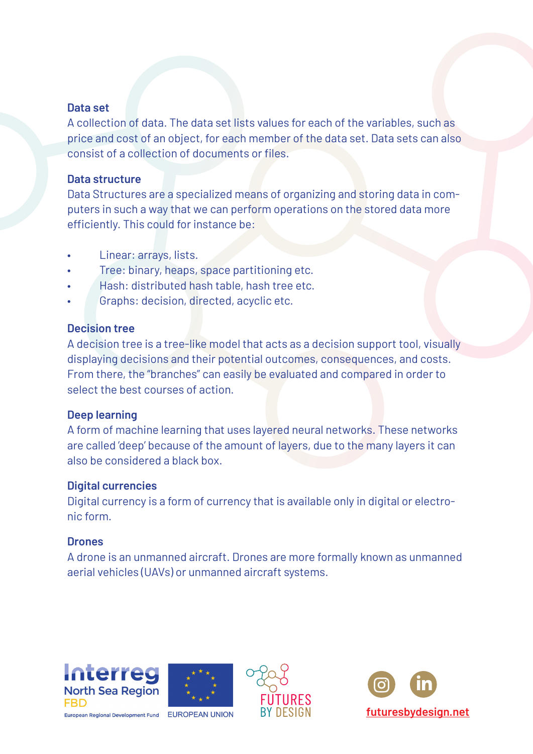### Data set

A collection of data. The data set lists values for each of the variables, such as price and cost of an object, for each member of the data set. Data sets can also consist of a collection of documents or files.

### Data structure

Data Structures are a specialized means of organizing and storing data in computers in such a way that we can perform operations on the stored data more efficiently. This could for instance be:

- Linear: arrays, lists.
- Tree: binary, heaps, space partitioning etc.
- Hash: distributed hash table, hash tree etc.
- Graphs: decision, directed, acyclic etc.

### Decision tree

A decision tree is a tree-like model that acts as a decision support tool, visually displaying decisions and their potential outcomes, consequences, and costs. From there, the "branches" can easily be evaluated and compared in order to select the best courses of action.

### Deep learning

A form of machine learning that uses layered neural networks. These networks are called 'deep' because of the amount of layers, due to the many layers it can also be considered a black box.

### Digital currencies

Digital currency is a form of currency that is available only in digital or electronic form.

### Drones

A drone is an unmanned aircraft. Drones are more formally known as unmanned aerial vehicles (UAVs) or unmanned aircraft systems.

Interreg North Sea Region FBD
European Regional Development Fund
EUROPEAN UNION
FUTURES BY DESIGN

futuresbydesign.net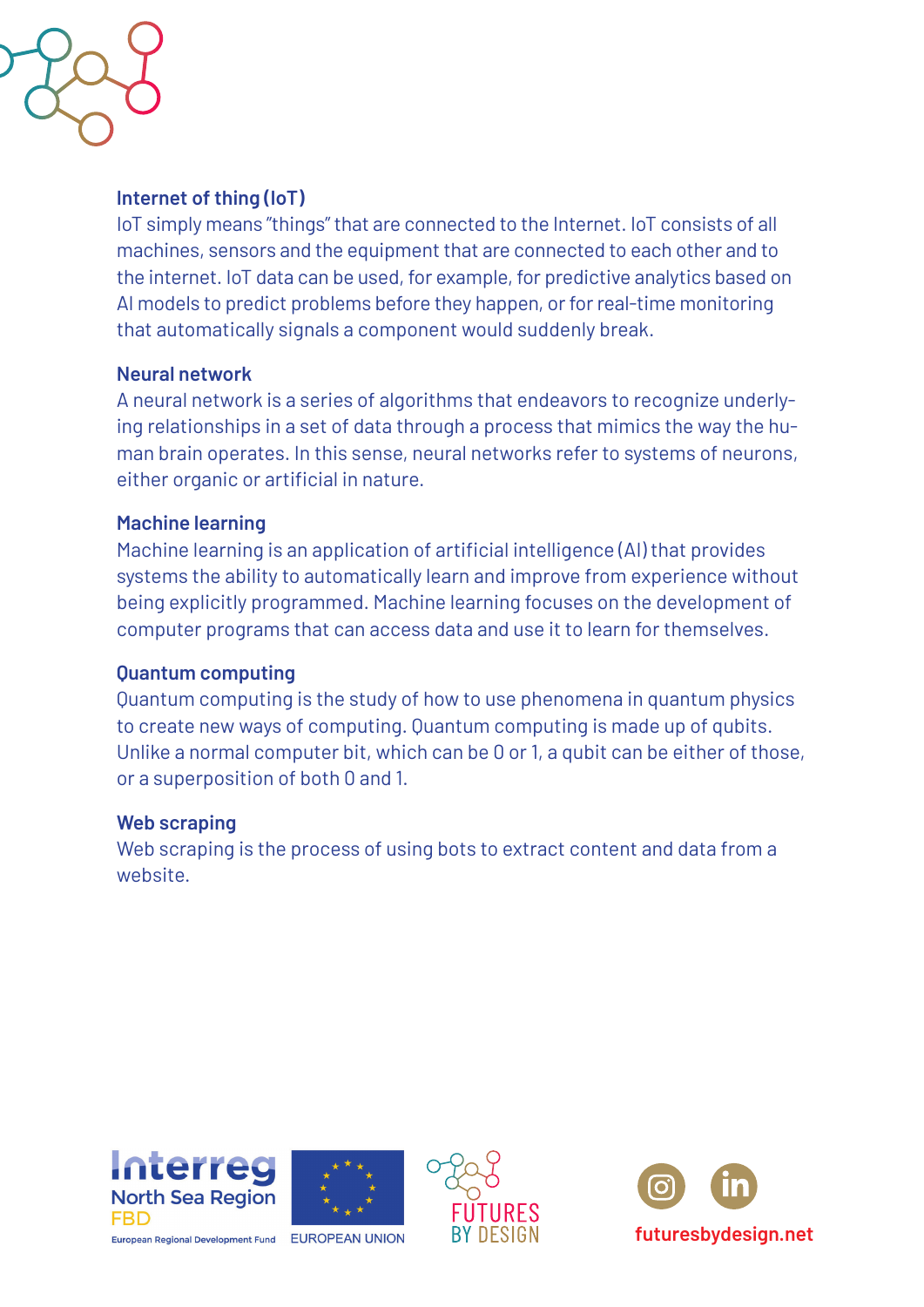### Internet of thing (IoT)

IoT simply means "things" that are connected to the Internet. IoT consists of all machines, sensors and the equipment that are connected to each other and to the internet. IoT data can be used, for example, for predictive analytics based on AI models to predict problems before they happen, or for real-time monitoring that automatically signals a component would suddenly break.

### Neural network

A neural network is a series of algorithms that endeavors to recognize underlying relationships in a set of data through a process that mimics the way the human brain operates. In this sense, neural networks refer to systems of neurons, either organic or artificial in nature.

### Machine learning

Machine learning is an application of artificial intelligence (AI) that provides systems the ability to automatically learn and improve from experience without being explicitly programmed. Machine learning focuses on the development of computer programs that can access data and use it to learn for themselves.

### Quantum computing

Quantum computing is the study of how to use phenomena in quantum physics to create new ways of computing. Quantum computing is made up of qubits. Unlike a normal computer bit, which can be 0 or 1, a qubit can be either of those, or a superposition of both 0 and 1.

### Web scraping

Web scraping is the process of using bots to extract content and data from a website.

Interreg North Sea Region FBD
European Regional Development Fund

EUROPEAN UNION

FUTURES BY DESIGN

futuresbydesign.net